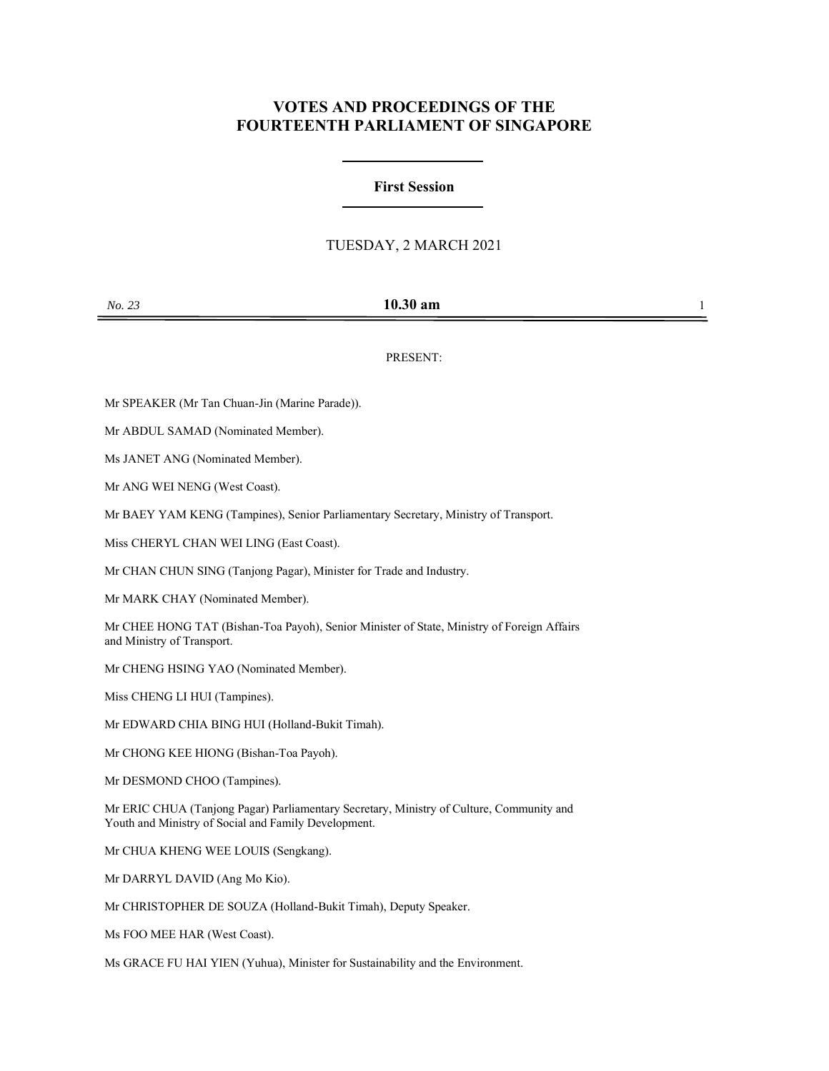# VOTES AND PROCEEDINGS OF THE FOURTEENTH PARLIAMENT OF SINGAPORE

## First Session

TUESDAY, 2 MARCH 2021

*No. 23* **10.30 am**

PRESENT:

Mr SPEAKER (Mr Tan Chuan-Jin (Marine Parade)).

Mr ABDUL SAMAD (Nominated Member).

Ms JANET ANG (Nominated Member).

Mr ANG WEI NENG (West Coast).

Mr BAEY YAM KENG (Tampines), Senior Parliamentary Secretary, Ministry of Transport.

Miss CHERYL CHAN WEI LING (East Coast).

Mr CHAN CHUN SING (Tanjong Pagar), Minister for Trade and Industry.

Mr MARK CHAY (Nominated Member).

Mr CHEE HONG TAT (Bishan-Toa Payoh), Senior Minister of State, Ministry of Foreign Affairs and Ministry of Transport.

Mr CHENG HSING YAO (Nominated Member).

Miss CHENG LI HUI (Tampines).

Mr EDWARD CHIA BING HUI (Holland-Bukit Timah).

Mr CHONG KEE HIONG (Bishan-Toa Payoh).

Mr DESMOND CHOO (Tampines).

Mr ERIC CHUA (Tanjong Pagar) Parliamentary Secretary, Ministry of Culture, Community and Youth and Ministry of Social and Family Development.

Mr CHUA KHENG WEE LOUIS (Sengkang).

Mr DARRYL DAVID (Ang Mo Kio).

Mr CHRISTOPHER DE SOUZA (Holland-Bukit Timah), Deputy Speaker.

Ms FOO MEE HAR (West Coast).

Ms GRACE FU HAI YIEN (Yuhua), Minister for Sustainability and the Environment.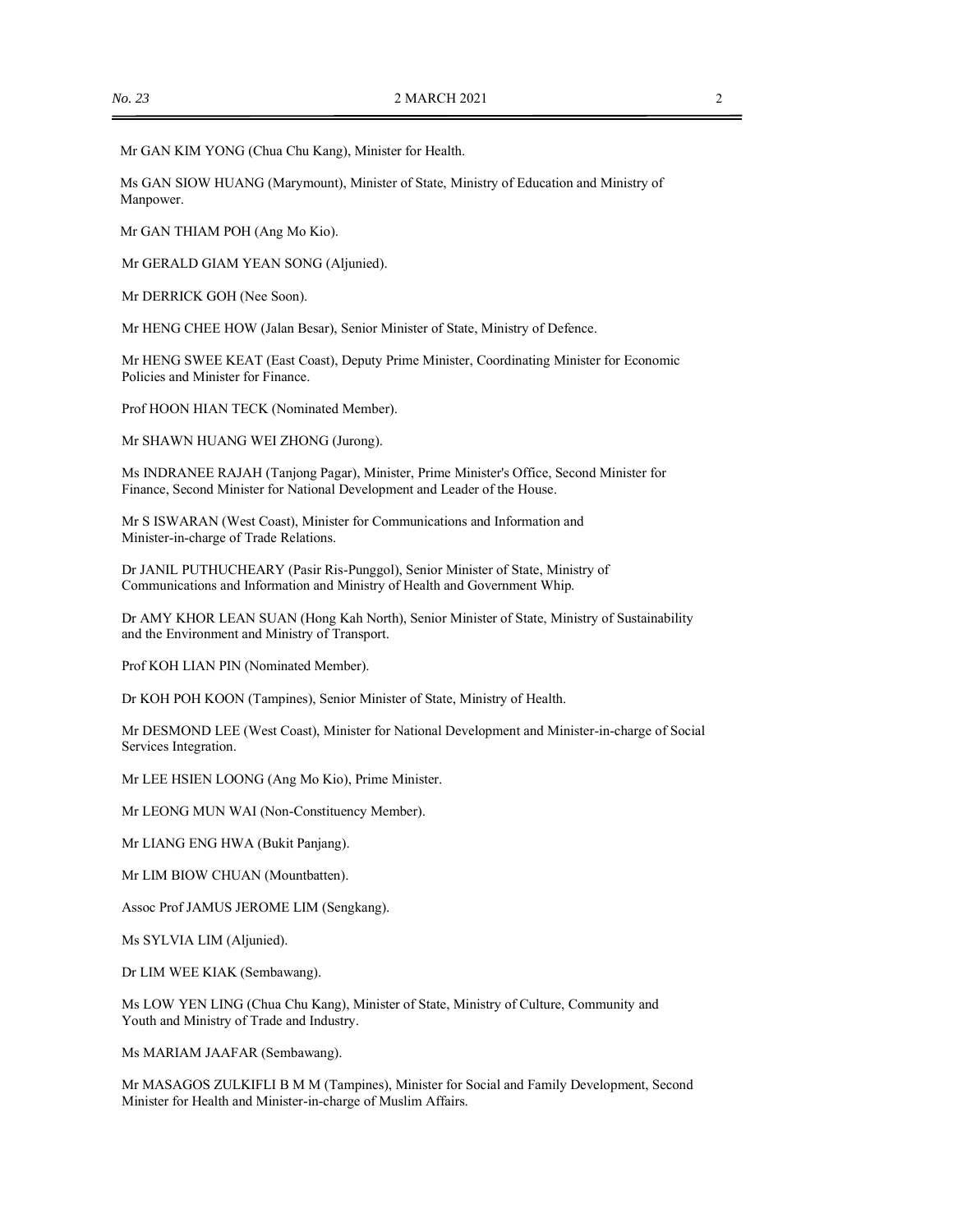Mr GAN KIM YONG (Chua Chu Kang), Minister for Health.

Ms GAN SIOW HUANG (Marymount), Minister of State, Ministry of Education and Ministry of Manpower.

Mr GAN THIAM POH (Ang Mo Kio).

Mr GERALD GIAM YEAN SONG (Aljunied).

Mr DERRICK GOH (Nee Soon).

Mr HENG CHEE HOW (Jalan Besar), Senior Minister of State, Ministry of Defence.

Mr HENG SWEE KEAT (East Coast), Deputy Prime Minister, Coordinating Minister for Economic Policies and Minister for Finance.

Prof HOON HIAN TECK (Nominated Member).

Mr SHAWN HUANG WEI ZHONG (Jurong).

Ms INDRANEE RAJAH (Tanjong Pagar), Minister, Prime Minister's Office, Second Minister for Finance, Second Minister for National Development and Leader of the House.

Mr S ISWARAN (West Coast), Minister for Communications and Information and Minister-in-charge of Trade Relations.

Dr JANIL PUTHUCHEARY (Pasir Ris-Punggol), Senior Minister of State, Ministry of Communications and Information and Ministry of Health and Government Whip.

Dr AMY KHOR LEAN SUAN (Hong Kah North), Senior Minister of State, Ministry of Sustainability and the Environment and Ministry of Transport.

Prof KOH LIAN PIN (Nominated Member).

Dr KOH POH KOON (Tampines), Senior Minister of State, Ministry of Health.

Mr DESMOND LEE (West Coast), Minister for National Development and Minister-in-charge of Social Services Integration.

Mr LEE HSIEN LOONG (Ang Mo Kio), Prime Minister.

Mr LEONG MUN WAI (Non-Constituency Member).

Mr LIANG ENG HWA (Bukit Panjang).

Mr LIM BIOW CHUAN (Mountbatten).

Assoc Prof JAMUS JEROME LIM (Sengkang).

Ms SYLVIA LIM (Aljunied).

Dr LIM WEE KIAK (Sembawang).

Ms LOW YEN LING (Chua Chu Kang), Minister of State, Ministry of Culture, Community and Youth and Ministry of Trade and Industry.

Ms MARIAM JAAFAR (Sembawang).

Mr MASAGOS ZULKIFLI B M M (Tampines), Minister for Social and Family Development, Second Minister for Health and Minister-in-charge of Muslim Affairs.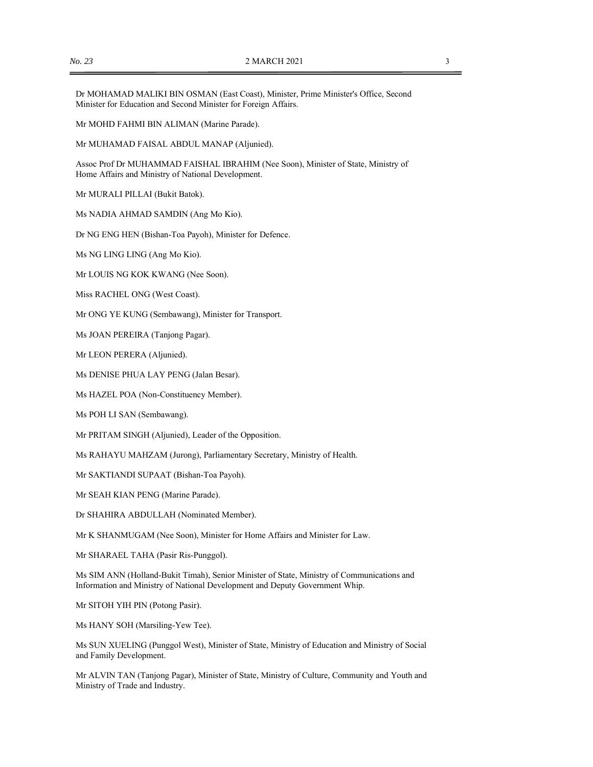Dr MOHAMAD MALIKI BIN OSMAN (East Coast), Minister, Prime Minister's Office, Second Minister for Education and Second Minister for Foreign Affairs.

Mr MOHD FAHMI BIN ALIMAN (Marine Parade).

Mr MUHAMAD FAISAL ABDUL MANAP (Aljunied).

Assoc Prof Dr MUHAMMAD FAISHAL IBRAHIM (Nee Soon), Minister of State, Ministry of Home Affairs and Ministry of National Development.

Mr MURALI PILLAI (Bukit Batok).

Ms NADIA AHMAD SAMDIN (Ang Mo Kio).

Dr NG ENG HEN (Bishan-Toa Payoh), Minister for Defence.

Ms NG LING LING (Ang Mo Kio).

Mr LOUIS NG KOK KWANG (Nee Soon).

Miss RACHEL ONG (West Coast).

Mr ONG YE KUNG (Sembawang), Minister for Transport.

Ms JOAN PEREIRA (Tanjong Pagar).

Mr LEON PERERA (Aljunied).

Ms DENISE PHUA LAY PENG (Jalan Besar).

Ms HAZEL POA (Non-Constituency Member).

Ms POH LI SAN (Sembawang).

Mr PRITAM SINGH (Aljunied), Leader of the Opposition.

Ms RAHAYU MAHZAM (Jurong), Parliamentary Secretary, Ministry of Health.

Mr SAKTIANDI SUPAAT (Bishan-Toa Payoh).

Mr SEAH KIAN PENG (Marine Parade).

Dr SHAHIRA ABDULLAH (Nominated Member).

Mr K SHANMUGAM (Nee Soon), Minister for Home Affairs and Minister for Law.

Mr SHARAEL TAHA (Pasir Ris-Punggol).

Ms SIM ANN (Holland-Bukit Timah), Senior Minister of State, Ministry of Communications and Information and Ministry of National Development and Deputy Government Whip.

Mr SITOH YIH PIN (Potong Pasir).

Ms HANY SOH (Marsiling-Yew Tee).

Ms SUN XUELING (Punggol West), Minister of State, Ministry of Education and Ministry of Social and Family Development.

Mr ALVIN TAN (Tanjong Pagar), Minister of State, Ministry of Culture, Community and Youth and Ministry of Trade and Industry.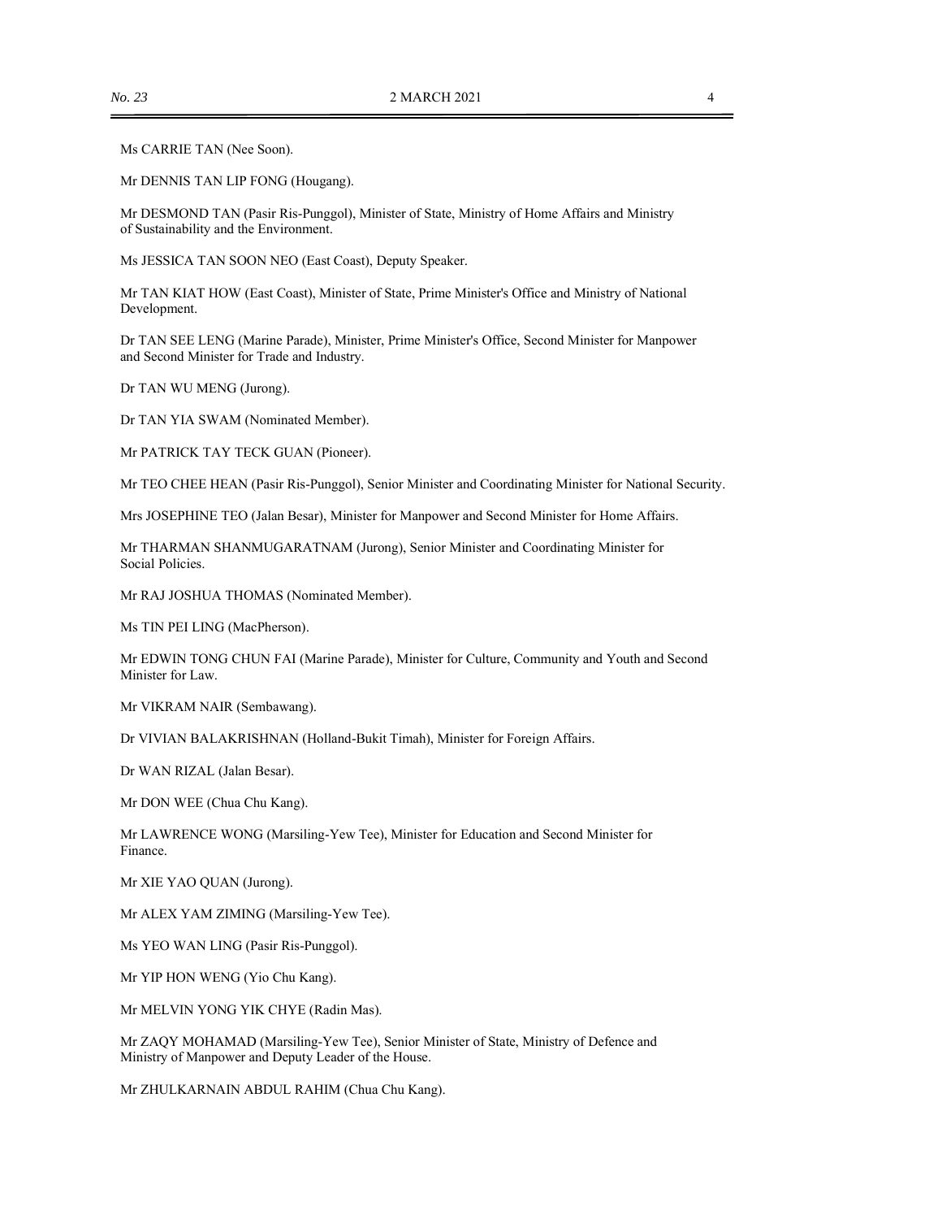Ms CARRIE TAN (Nee Soon).

Mr DENNIS TAN LIP FONG (Hougang).

Mr DESMOND TAN (Pasir Ris-Punggol), Minister of State, Ministry of Home Affairs and Ministry of Sustainability and the Environment.

Ms JESSICA TAN SOON NEO (East Coast), Deputy Speaker.

Mr TAN KIAT HOW (East Coast), Minister of State, Prime Minister's Office and Ministry of National Development.

Dr TAN SEE LENG (Marine Parade), Minister, Prime Minister's Office, Second Minister for Manpower and Second Minister for Trade and Industry.

Dr TAN WU MENG (Jurong).

Dr TAN YIA SWAM (Nominated Member).

Mr PATRICK TAY TECK GUAN (Pioneer).

Mr TEO CHEE HEAN (Pasir Ris-Punggol), Senior Minister and Coordinating Minister for National Security.

Mrs JOSEPHINE TEO (Jalan Besar), Minister for Manpower and Second Minister for Home Affairs.

Mr THARMAN SHANMUGARATNAM (Jurong), Senior Minister and Coordinating Minister for Social Policies.

Mr RAJ JOSHUA THOMAS (Nominated Member).

Ms TIN PEI LING (MacPherson).

Mr EDWIN TONG CHUN FAI (Marine Parade), Minister for Culture, Community and Youth and Second Minister for Law.

Mr VIKRAM NAIR (Sembawang).

Dr VIVIAN BALAKRISHNAN (Holland-Bukit Timah), Minister for Foreign Affairs.

Dr WAN RIZAL (Jalan Besar).

Mr DON WEE (Chua Chu Kang).

Mr LAWRENCE WONG (Marsiling-Yew Tee), Minister for Education and Second Minister for Finance.

Mr XIE YAO QUAN (Jurong).

Mr ALEX YAM ZIMING (Marsiling-Yew Tee).

Ms YEO WAN LING (Pasir Ris-Punggol).

Mr YIP HON WENG (Yio Chu Kang).

Mr MELVIN YONG YIK CHYE (Radin Mas).

Mr ZAQY MOHAMAD (Marsiling-Yew Tee), Senior Minister of State, Ministry of Defence and Ministry of Manpower and Deputy Leader of the House.

Mr ZHULKARNAIN ABDUL RAHIM (Chua Chu Kang).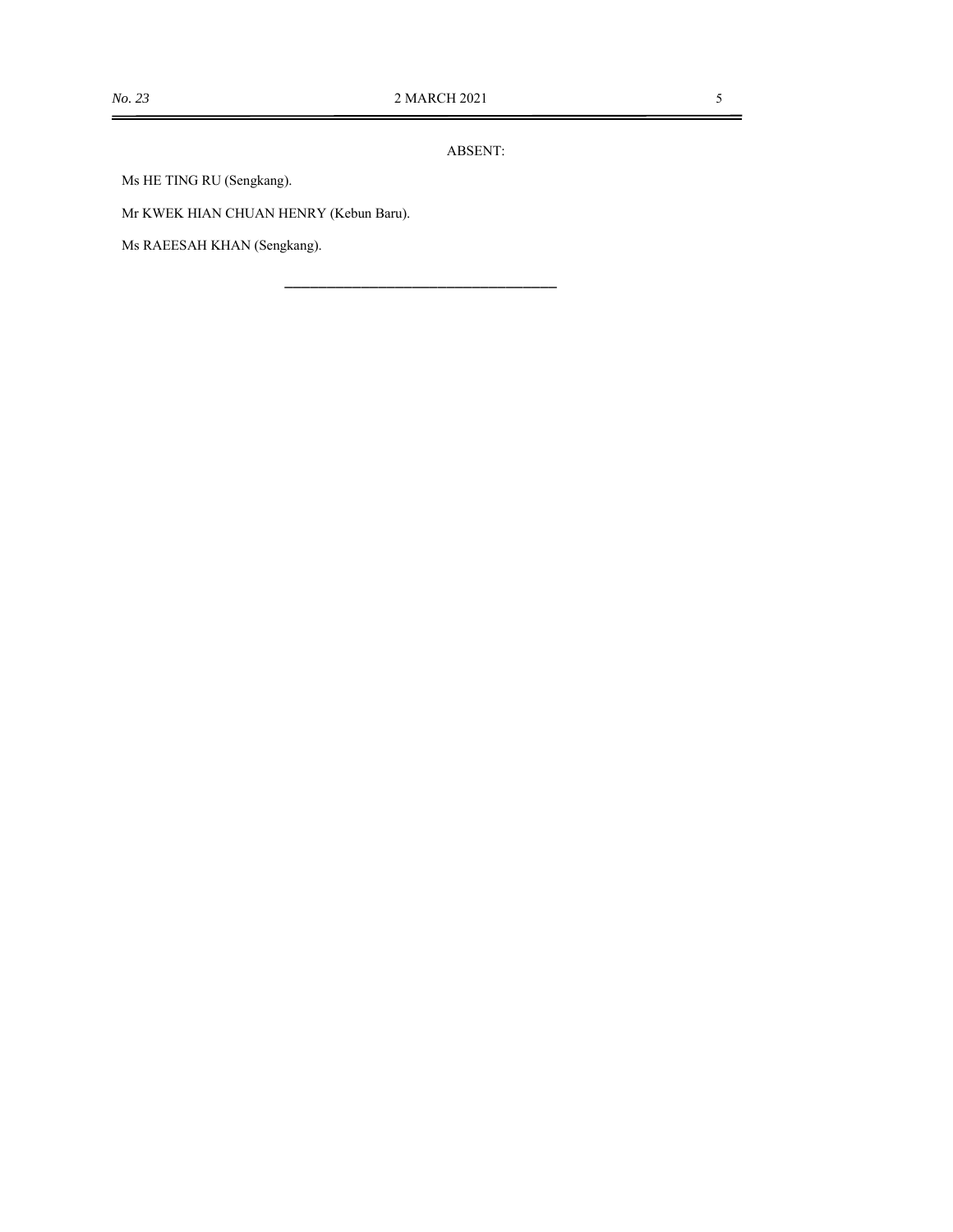ABSENT:

Ms HE TING RU (Sengkang).

Mr KWEK HIAN CHUAN HENRY (Kebun Baru).

Ms RAEESAH KHAN (Sengkang).

---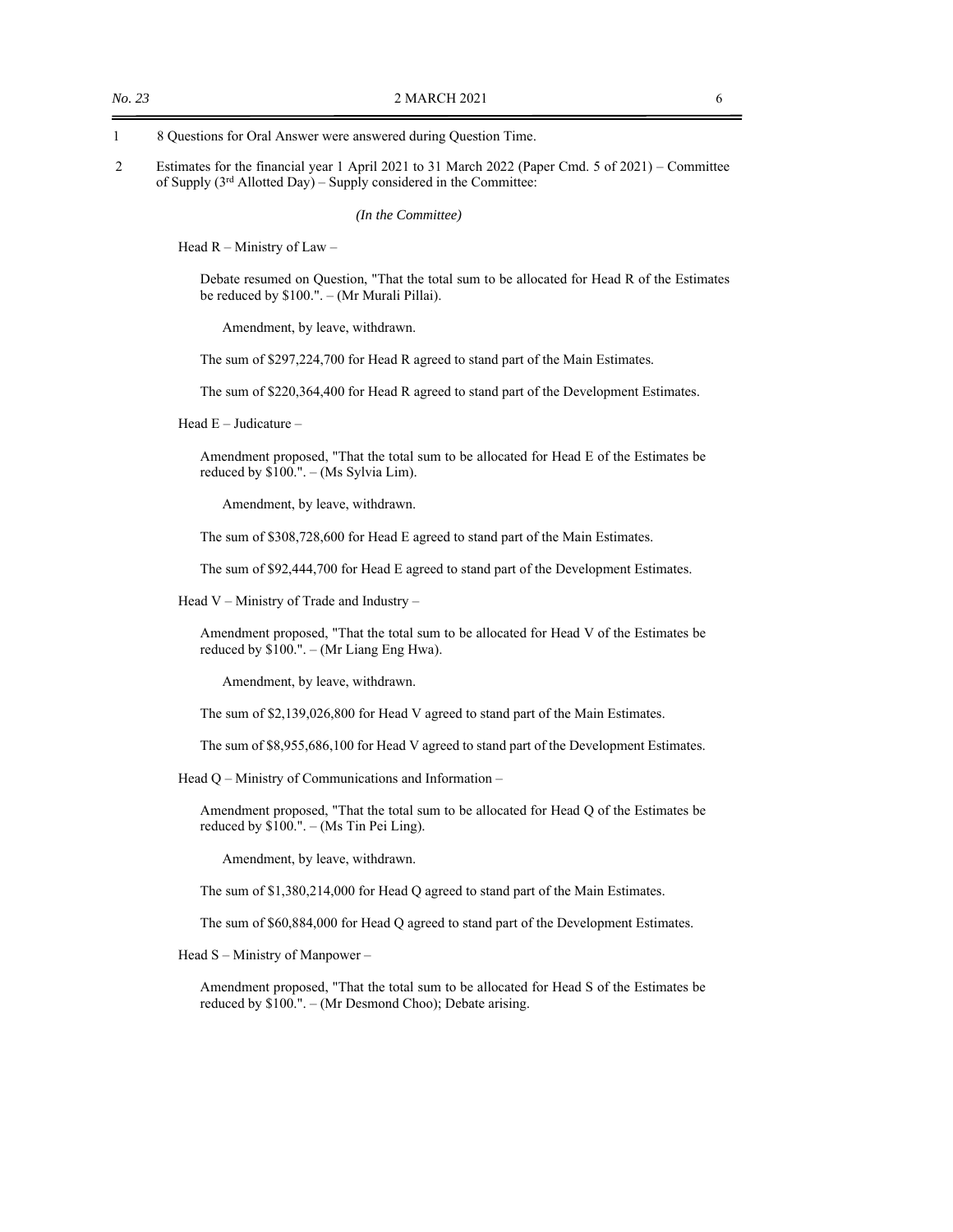1 8 Questions for Oral Answer were answered during Question Time.

2 Estimates for the financial year 1 April 2021 to 31 March 2022 (Paper Cmd. 5 of 2021) – Committee of Supply (3rd Allotted Day) – Supply considered in the Committee:

*(In the Committee)*

Head R – Ministry of Law –

Debate resumed on Question, "That the total sum to be allocated for Head R of the Estimates be reduced by $100.". – (Mr Murali Pillai).

Amendment, by leave, withdrawn.

The sum of $297,224,700 for Head R agreed to stand part of the Main Estimates.

The sum of $220,364,400 for Head R agreed to stand part of the Development Estimates.

Head E – Judicature –

Amendment proposed, "That the total sum to be allocated for Head E of the Estimates be reduced by $100.". – (Ms Sylvia Lim).

Amendment, by leave, withdrawn.

The sum of $308,728,600 for Head E agreed to stand part of the Main Estimates.

The sum of $92,444,700 for Head E agreed to stand part of the Development Estimates.

Head V – Ministry of Trade and Industry –

Amendment proposed, "That the total sum to be allocated for Head V of the Estimates be reduced by $100.". – (Mr Liang Eng Hwa).

Amendment, by leave, withdrawn.

The sum of $2,139,026,800 for Head V agreed to stand part of the Main Estimates.

The sum of $8,955,686,100 for Head V agreed to stand part of the Development Estimates.

Head Q – Ministry of Communications and Information –

Amendment proposed, "That the total sum to be allocated for Head Q of the Estimates be reduced by $100.". – (Ms Tin Pei Ling).

Amendment, by leave, withdrawn.

The sum of $1,380,214,000 for Head Q agreed to stand part of the Main Estimates.

The sum of $60,884,000 for Head Q agreed to stand part of the Development Estimates.

Head S – Ministry of Manpower –

Amendment proposed, "That the total sum to be allocated for Head S of the Estimates be reduced by $100.". – (Mr Desmond Choo); Debate arising.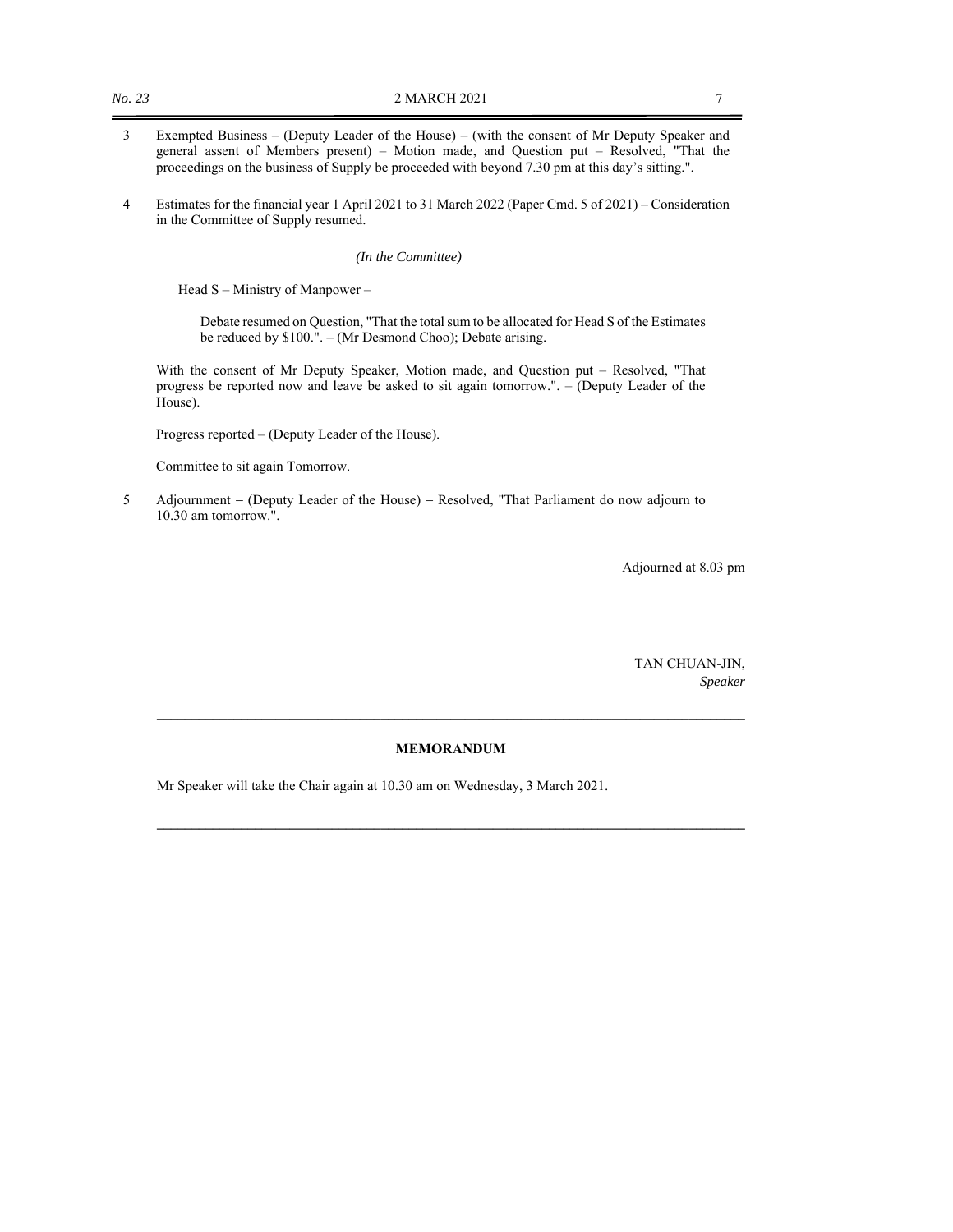3 Exempted Business – (Deputy Leader of the House) – (with the consent of Mr Deputy Speaker and general assent of Members present) – Motion made, and Question put – Resolved, "That the proceedings on the business of Supply be proceeded with beyond 7.30 pm at this day's sitting.".

4 Estimates for the financial year 1 April 2021 to 31 March 2022 (Paper Cmd. 5 of 2021) – Consideration in the Committee of Supply resumed.

*(In the Committee)*

Head S – Ministry of Manpower –

Debate resumed on Question, "That the total sum to be allocated for Head S of the Estimates be reduced by $100.". – (Mr Desmond Choo); Debate arising.

With the consent of Mr Deputy Speaker, Motion made, and Question put – Resolved, "That progress be reported now and leave be asked to sit again tomorrow.". – (Deputy Leader of the House).

Progress reported – (Deputy Leader of the House).

Committee to sit again Tomorrow.

5 Adjournment – (Deputy Leader of the House) – Resolved, "That Parliament do now adjourn to 10.30 am tomorrow.".

Adjourned at 8.03 pm

TAN CHUAN-JIN,
*Speaker*

---

**MEMORANDUM**

Mr Speaker will take the Chair again at 10.30 am on Wednesday, 3 March 2021.

---